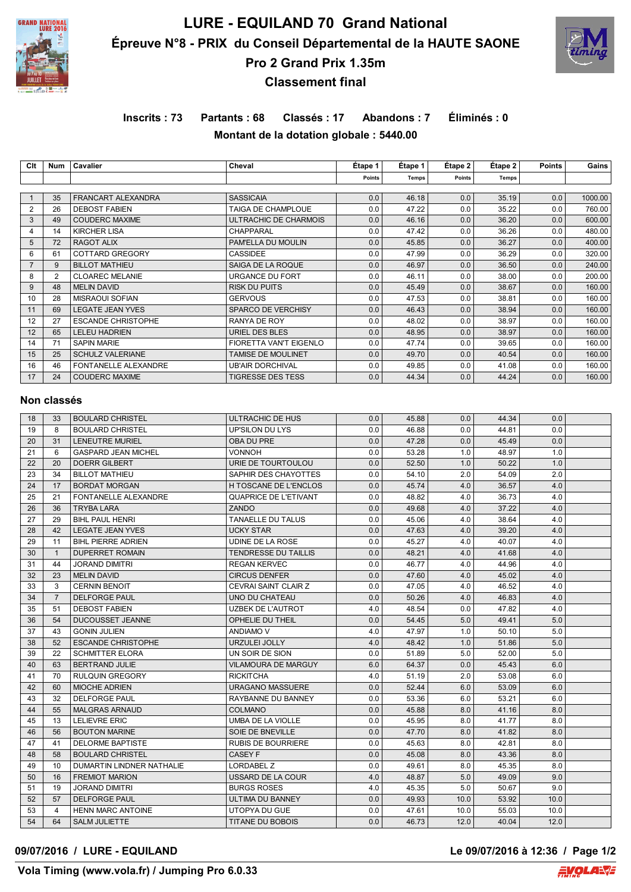# LURE - EQUILAND 70 Grand National

## Épreuve N°8 - PRIX du Conseil Départemental de la HAUTE SAONE

## Pro 2 Grand Prix 1.35m

## Classement final

**Inscrits : 73 Partants : 68 Classés : 17 Abandons : 7 Éliminés : 0**

**Montant de la dotation globale : 5440.00**

| Clt | Num | Cavalier | Cheval | Étape 1 | Étape 1 | Étape 2 | Étape 2 | Points | Gains |
|---|---|---|---|---|---|---|---|---|---|
| | | | | Points | Temps | Points | Temps | | |
| 1 | 35 | FRANCART ALEXANDRA | SASSICAIA | 0.0 | 46.18 | 0.0 | 35.19 | 0.0 | 1000.00 |
| 2 | 26 | DEBOST FABIEN | TAIGA DE CHAMPLOUE | 0.0 | 47.22 | 0.0 | 35.22 | 0.0 | 760.00 |
| 3 | 49 | COUDERC MAXIME | ULTRACHIC DE CHARMOIS | 0.0 | 46.16 | 0.0 | 36.20 | 0.0 | 600.00 |
| 4 | 14 | KIRCHER LISA | CHAPPARAL | 0.0 | 47.42 | 0.0 | 36.26 | 0.0 | 480.00 |
| 5 | 72 | RAGOT ALIX | PAM'ELLA DU MOULIN | 0.0 | 45.85 | 0.0 | 36.27 | 0.0 | 400.00 |
| 6 | 61 | COTTARD GREGORY | CASSIDEE | 0.0 | 47.99 | 0.0 | 36.29 | 0.0 | 320.00 |
| 7 | 9 | BILLOT MATHIEU | SAIGA DE LA ROQUE | 0.0 | 46.97 | 0.0 | 36.50 | 0.0 | 240.00 |
| 8 | 2 | CLOAREC MELANIE | URGANCE DU FORT | 0.0 | 46.11 | 0.0 | 38.00 | 0.0 | 200.00 |
| 9 | 48 | MELIN DAVID | RISK DU PUITS | 0.0 | 45.49 | 0.0 | 38.67 | 0.0 | 160.00 |
| 10 | 28 | MISRAOUI SOFIAN | GERVOUS | 0.0 | 47.53 | 0.0 | 38.81 | 0.0 | 160.00 |
| 11 | 69 | LEGATE JEAN YVES | SPARCO DE VERCHISY | 0.0 | 46.43 | 0.0 | 38.94 | 0.0 | 160.00 |
| 12 | 27 | ESCANDE CHRISTOPHE | RANYA DE ROY | 0.0 | 48.02 | 0.0 | 38.97 | 0.0 | 160.00 |
| 12 | 65 | LELEU HADRIEN | URIEL DES BLES | 0.0 | 48.95 | 0.0 | 38.97 | 0.0 | 160.00 |
| 14 | 71 | SAPIN MARIE | FIORETTA VAN'T EIGENLO | 0.0 | 47.74 | 0.0 | 39.65 | 0.0 | 160.00 |
| 15 | 25 | SCHULZ VALERIANE | TAMISE DE MOULINET | 0.0 | 49.70 | 0.0 | 40.54 | 0.0 | 160.00 |
| 16 | 46 | FONTANELLE ALEXANDRE | UB'AIR DORCHIVAL | 0.0 | 49.85 | 0.0 | 41.08 | 0.0 | 160.00 |
| 17 | 24 | COUDERC MAXIME | TIGRESSE DES TESS | 0.0 | 44.34 | 0.0 | 44.24 | 0.0 | 160.00 |

### Non classés

| Clt | Num | Cavalier | Cheval | Étape 1 Points | Étape 1 Temps | Étape 2 Points | Étape 2 Temps | Points | Gains |
|---|---|---|---|---|---|---|---|---|---|
| 18 | 33 | BOULARD CHRISTEL | ULTRACHIC DE HUS | 0.0 | 45.88 | 0.0 | 44.34 | 0.0 | |
| 19 | 8 | BOULARD CHRISTEL | UP'SILON DU LYS | 0.0 | 46.88 | 0.0 | 44.81 | 0.0 | |
| 20 | 31 | LENEUTRE MURIEL | OBA DU PRE | 0.0 | 47.28 | 0.0 | 45.49 | 0.0 | |
| 21 | 6 | GASPARD JEAN MICHEL | VONNOH | 0.0 | 53.28 | 1.0 | 48.97 | 1.0 | |
| 22 | 20 | DOERR GILBERT | URIE DE TOURTOULOU | 0.0 | 52.50 | 1.0 | 50.22 | 1.0 | |
| 23 | 34 | BILLOT MATHIEU | SAPHIR DES CHAYOTTES | 0.0 | 54.10 | 2.0 | 54.09 | 2.0 | |
| 24 | 17 | BORDAT MORGAN | H TOSCANE DE L'ENCLOS | 0.0 | 45.74 | 4.0 | 36.57 | 4.0 | |
| 25 | 21 | FONTANELLE ALEXANDRE | QUAPRICE DE L'ETIVANT | 0.0 | 48.82 | 4.0 | 36.73 | 4.0 | |
| 26 | 36 | TRYBA LARA | ZANDO | 0.0 | 49.68 | 4.0 | 37.22 | 4.0 | |
| 27 | 29 | BIHL PAUL HENRI | TANAELLE DU TALUS | 0.0 | 45.06 | 4.0 | 38.64 | 4.0 | |
| 28 | 42 | LEGATE JEAN YVES | UCKY STAR | 0.0 | 47.63 | 4.0 | 39.20 | 4.0 | |
| 29 | 11 | BIHL PIERRE ADRIEN | UDINE DE LA ROSE | 0.0 | 45.27 | 4.0 | 40.07 | 4.0 | |
| 30 | 1 | DUPERRET ROMAIN | TENDRESSE DU TAILLIS | 0.0 | 48.21 | 4.0 | 41.68 | 4.0 | |
| 31 | 44 | JORAND DIMITRI | REGAN KERVEC | 0.0 | 46.77 | 4.0 | 44.96 | 4.0 | |
| 32 | 23 | MELIN DAVID | CIRCUS DENFER | 0.0 | 47.60 | 4.0 | 45.02 | 4.0 | |
| 33 | 3 | CERNIN BENOIT | CEVRAI SAINT CLAIR Z | 0.0 | 47.05 | 4.0 | 46.52 | 4.0 | |
| 34 | 7 | DELFORGE PAUL | UNO DU CHATEAU | 0.0 | 50.26 | 4.0 | 46.83 | 4.0 | |
| 35 | 51 | DEBOST FABIEN | UZBEK DE L'AUTROT | 4.0 | 48.54 | 0.0 | 47.82 | 4.0 | |
| 36 | 54 | DUCOUSSET JEANNE | OPHELIE DU THEIL | 0.0 | 54.45 | 5.0 | 49.41 | 5.0 | |
| 37 | 43 | GONIN JULIEN | ANDIAMO V | 4.0 | 47.97 | 1.0 | 50.10 | 5.0 | |
| 38 | 52 | ESCANDE CHRISTOPHE | URZULEI JOLLY | 4.0 | 48.42 | 1.0 | 51.86 | 5.0 | |
| 39 | 22 | SCHMITTER ELORA | UN SOIR DE SION | 0.0 | 51.89 | 5.0 | 52.00 | 5.0 | |
| 40 | 63 | BERTRAND JULIE | VILAMOURA DE MARGUY | 6.0 | 64.37 | 0.0 | 45.43 | 6.0 | |
| 41 | 70 | RULQUIN GREGORY | RICKITCHA | 4.0 | 51.19 | 2.0 | 53.08 | 6.0 | |
| 42 | 60 | MIOCHE ADRIEN | URAGANO MASSUERE | 0.0 | 52.44 | 6.0 | 53.09 | 6.0 | |
| 43 | 32 | DELFORGE PAUL | RAYBANNE DU BANNEY | 0.0 | 53.36 | 6.0 | 53.21 | 6.0 | |
| 44 | 55 | MALGRAS ARNAUD | COLMANO | 0.0 | 45.88 | 8.0 | 41.16 | 8.0 | |
| 45 | 13 | LELIEVRE ERIC | UMBA DE LA VIOLLE | 0.0 | 45.95 | 8.0 | 41.77 | 8.0 | |
| 46 | 56 | BOUTON MARINE | SOIE DE BNEVILLE | 0.0 | 47.70 | 8.0 | 41.82 | 8.0 | |
| 47 | 41 | DELORME BAPTISTE | RUBIS DE BOURRIERE | 0.0 | 45.63 | 8.0 | 42.81 | 8.0 | |
| 48 | 58 | BOULARD CHRISTEL | CASEY F | 0.0 | 45.08 | 8.0 | 43.36 | 8.0 | |
| 49 | 10 | DUMARTIN LINDNER NATHALIE | LORDABEL Z | 0.0 | 49.61 | 8.0 | 45.35 | 8.0 | |
| 50 | 16 | FREMIOT MARION | USSARD DE LA COUR | 4.0 | 48.87 | 5.0 | 49.09 | 9.0 | |
| 51 | 19 | JORAND DIMITRI | BURGS ROSES | 4.0 | 45.35 | 5.0 | 50.67 | 9.0 | |
| 52 | 57 | DELFORGE PAUL | ULTIMA DU BANNEY | 0.0 | 49.93 | 10.0 | 53.92 | 10.0 | |
| 53 | 4 | HENN MARC ANTOINE | UTOPYA DU GUE | 0.0 | 47.61 | 10.0 | 55.03 | 10.0 | |
| 54 | 64 | SALM JULIETTE | TITANE DU BOBOIS | 0.0 | 46.73 | 12.0 | 40.04 | 12.0 | |

**09/07/2016 / LURE - EQUILAND** **Le 09/07/2016 à 12:36 / Page 1/2**

**Vola Timing (www.vola.fr) / Jumping Pro 6.0.33**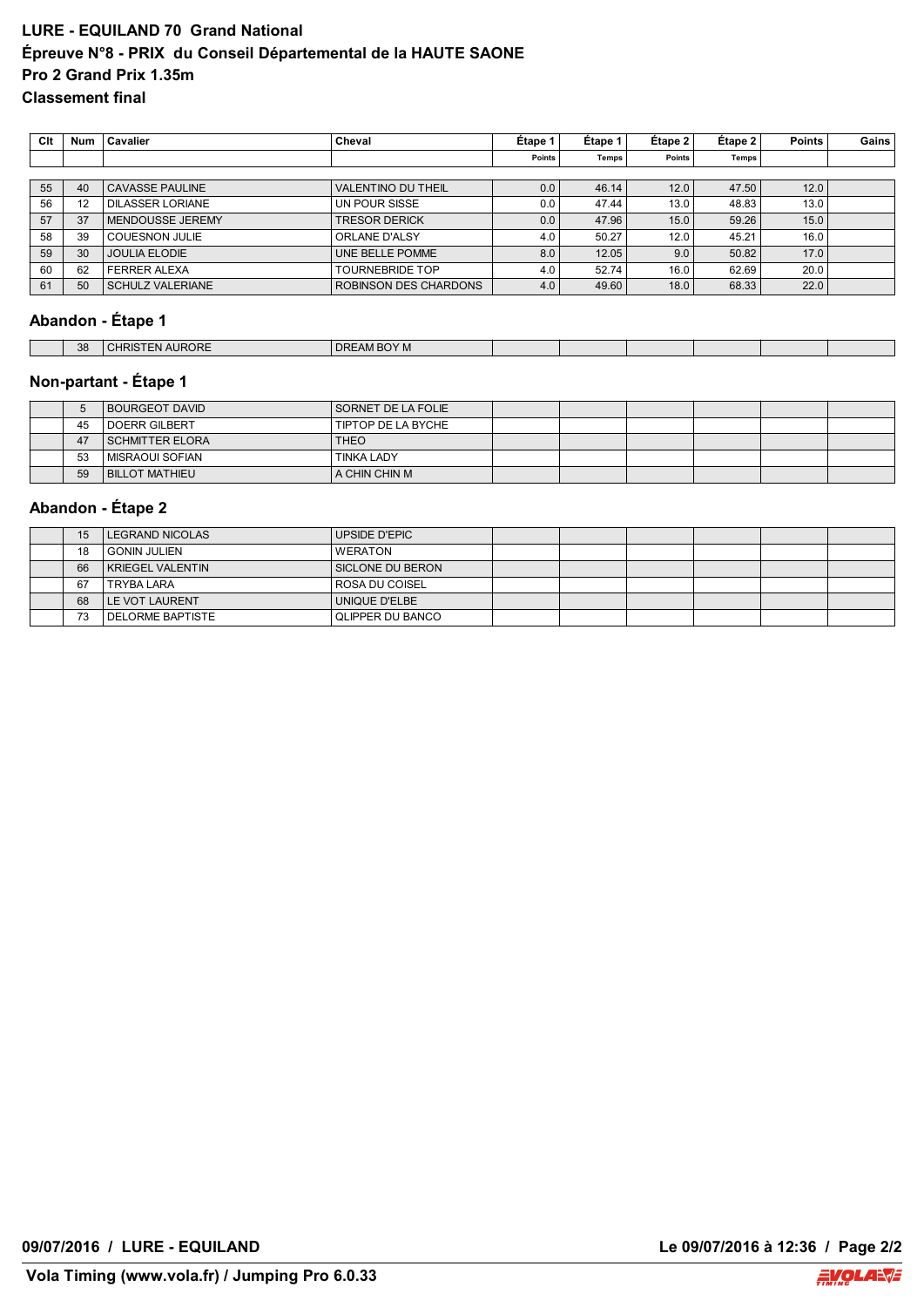# LURE - EQUILAND 70 Grand National
## Épreuve N°8 - PRIX du Conseil Départemental de la HAUTE SAONE
## Pro 2 Grand Prix 1.35m
## Classement final

| Clt | Num | Cavalier | Cheval | Étape 1 Points | Étape 1 Temps | Étape 2 Points | Étape 2 Temps | Points | Gains |
|---|---|---|---|---|---|---|---|---|---|
| 55 | 40 | CAVASSE PAULINE | VALENTINO DU THEIL | 0.0 | 46.14 | 12.0 | 47.50 | 12.0 | |
| 56 | 12 | DILASSER LORIANE | UN POUR SISSE | 0.0 | 47.44 | 13.0 | 48.83 | 13.0 | |
| 57 | 37 | MENDOUSSE JEREMY | TRESOR DERICK | 0.0 | 47.96 | 15.0 | 59.26 | 15.0 | |
| 58 | 39 | COUESNON JULIE | ORLANE D'ALSY | 4.0 | 50.27 | 12.0 | 45.21 | 16.0 | |
| 59 | 30 | JOULIA ELODIE | UNE BELLE POMME | 8.0 | 12.05 | 9.0 | 50.82 | 17.0 | |
| 60 | 62 | FERRER ALEXA | TOURNEBRIDE TOP | 4.0 | 52.74 | 16.0 | 62.69 | 20.0 | |
| 61 | 50 | SCHULZ VALERIANE | ROBINSON DES CHARDONS | 4.0 | 49.60 | 18.0 | 68.33 | 22.0 | |

## Abandon - Étape 1

| | | | | | | | | | |
|---|---|---|---|---|---|---|---|---|---|
| | 38 | CHRISTEN AURORE | DREAM BOY M | | | | | | |

## Non-partant - Étape 1

| | | | | | | | | | |
|---|---|---|---|---|---|---|---|---|---|
| | 5 | BOURGEOT DAVID | SORNET DE LA FOLIE | | | | | | |
| | 45 | DOERR GILBERT | TIPTOP DE LA BYCHE | | | | | | |
| | 47 | SCHMITTER ELORA | THEO | | | | | | |
| | 53 | MISRAOUI SOFIAN | TINKA LADY | | | | | | |
| | 59 | BILLOT MATHIEU | A CHIN CHIN M | | | | | | |

## Abandon - Étape 2

| | | | | | | | | | |
|---|---|---|---|---|---|---|---|---|---|
| | 15 | LEGRAND NICOLAS | UPSIDE D'EPIC | | | | | | |
| | 18 | GONIN JULIEN | WERATON | | | | | | |
| | 66 | KRIEGEL VALENTIN | SICLONE DU BERON | | | | | | |
| | 67 | TRYBA LARA | ROSA DU COISEL | | | | | | |
| | 68 | LE VOT LAURENT | UNIQUE D'ELBE | | | | | | |
| | 73 | DELORME BAPTISTE | QLIPPER DU BANCO | | | | | | |

09/07/2016 / LURE - EQUILAND — Le 09/07/2016 à 12:36

Vola Timing (www.vola.fr) / Jumping Pro 6.0.33